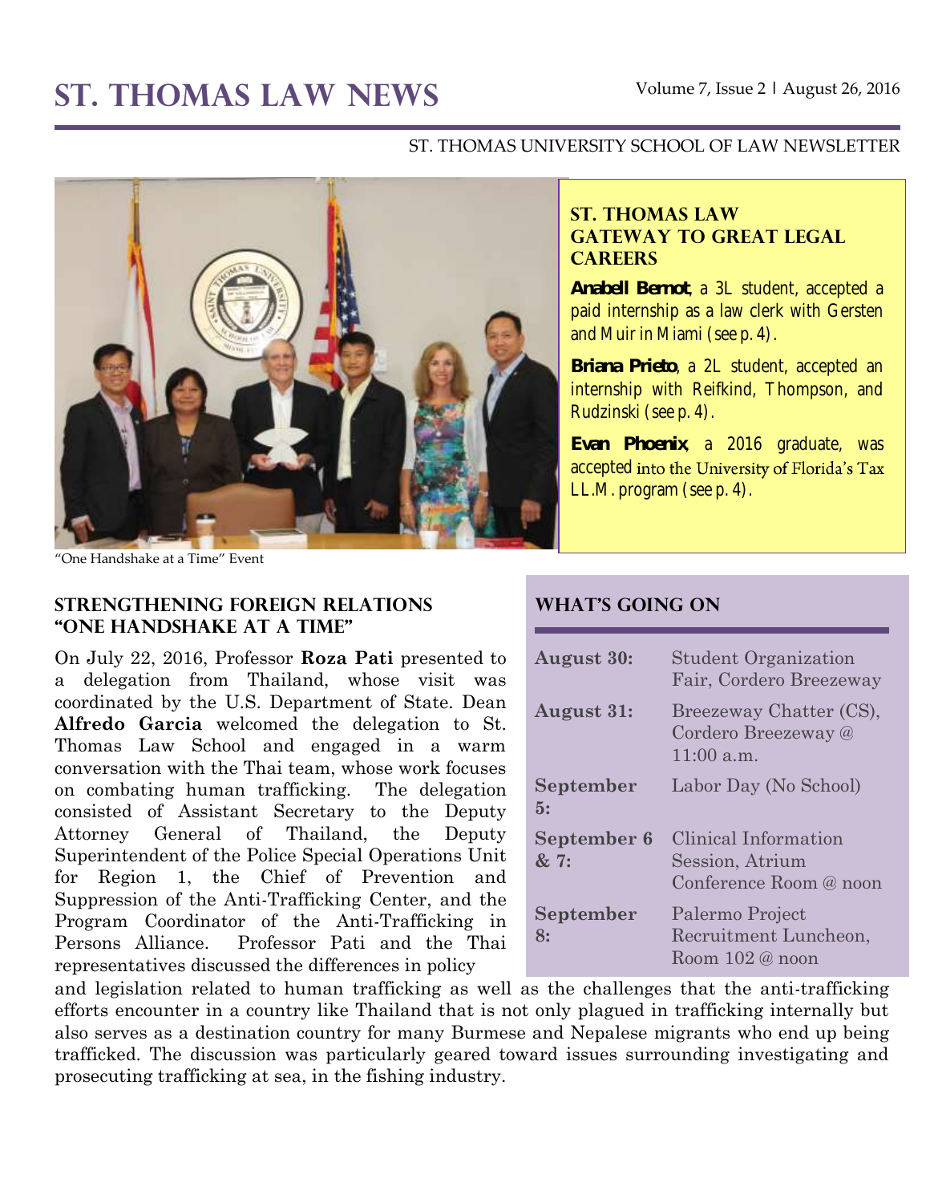# ST. THOMAS LAW NEWS

Volume 7, Issue 2 | August 26, 2016

ST. THOMAS UNIVERSITY SCHOOL OF LAW NEWSLETTER

"One Handshake at a Time" Event

## ST. THOMAS LAW GATEWAY TO GREAT LEGAL CAREERS

**Anabell Bernot**, a 3L student, accepted a paid internship as a law clerk with Gersten and Muir in Miami (see p. 4).

**Briana Prieto**, a 2L student, accepted an internship with Reifkind, Thompson, and Rudzinski (see p. 4).

**Evan Phoenix**, a 2016 graduate, was accepted into the University of Florida's Tax LL.M. program (see p. 4).

## STRENGTHENING FOREIGN RELATIONS "ONE HANDSHAKE AT A TIME"

On July 22, 2016, Professor **Roza Pati** presented to a delegation from Thailand, whose visit was coordinated by the U.S. Department of State. Dean **Alfredo Garcia** welcomed the delegation to St. Thomas Law School and engaged in a warm conversation with the Thai team, whose work focuses on combating human trafficking. The delegation consisted of Assistant Secretary to the Deputy Attorney General of Thailand, the Deputy Superintendent of the Police Special Operations Unit for Region 1, the Chief of Prevention and Suppression of the Anti-Trafficking Center, and the Program Coordinator of the Anti-Trafficking in Persons Alliance. Professor Pati and the Thai representatives discussed the differences in policy and legislation related to human trafficking as well as the challenges that the anti-trafficking efforts encounter in a country like Thailand that is not only plagued in trafficking internally but also serves as a destination country for many Burmese and Nepalese migrants who end up being trafficked. The discussion was particularly geared toward issues surrounding investigating and prosecuting trafficking at sea, in the fishing industry.

## WHAT'S GOING ON

| | |
|---|---|
| **August 30:** | Student Organization Fair, Cordero Breezeway |
| **August 31:** | Breezeway Chatter (CS), Cordero Breezeway @ 11:00 a.m. |
| **September 5:** | Labor Day (No School) |
| **September 6 & 7:** | Clinical Information Session, Atrium Conference Room @ noon |
| **September 8:** | Palermo Project Recruitment Luncheon, Room 102 @ noon |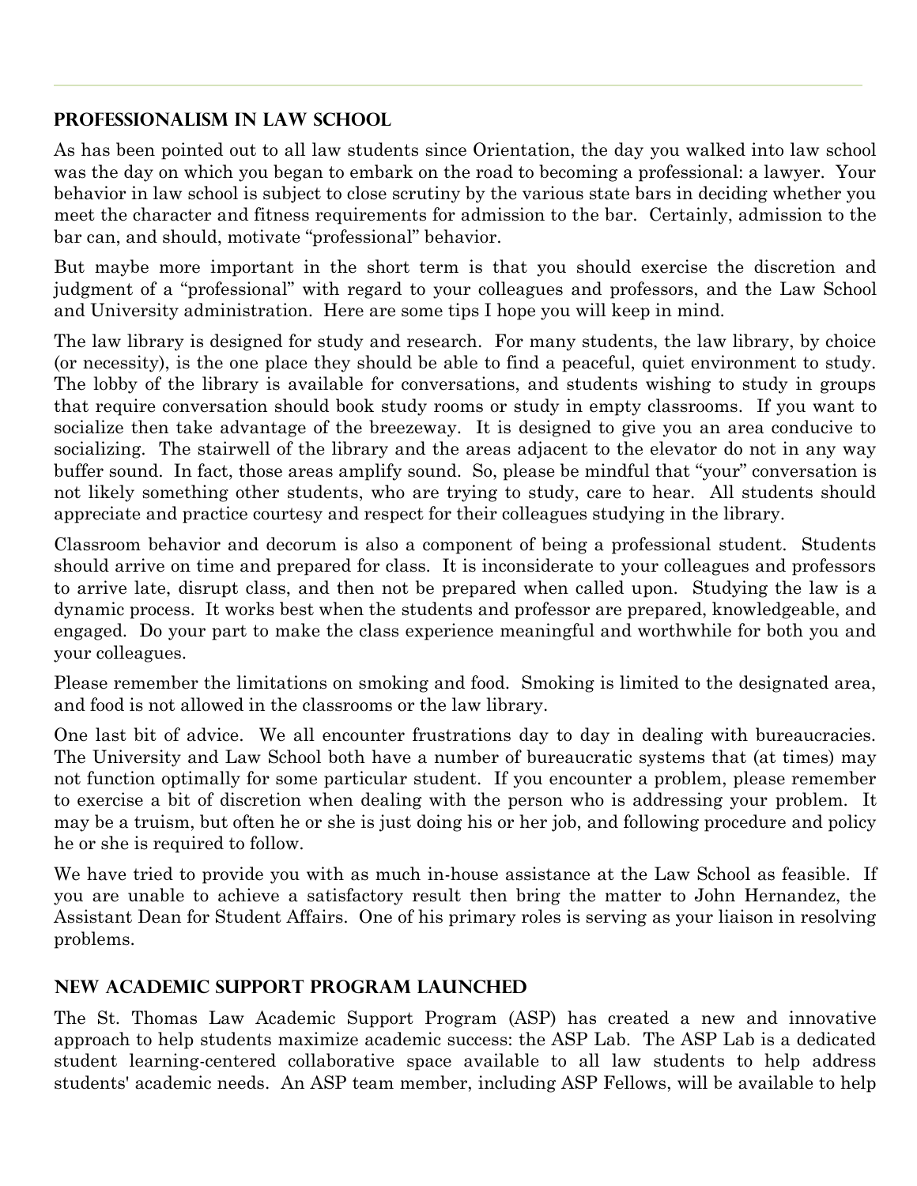## Professionalism in Law School

As has been pointed out to all law students since Orientation, the day you walked into law school was the day on which you began to embark on the road to becoming a professional: a lawyer. Your behavior in law school is subject to close scrutiny by the various state bars in deciding whether you meet the character and fitness requirements for admission to the bar. Certainly, admission to the bar can, and should, motivate "professional" behavior.

But maybe more important in the short term is that you should exercise the discretion and judgment of a "professional" with regard to your colleagues and professors, and the Law School and University administration. Here are some tips I hope you will keep in mind.

The law library is designed for study and research. For many students, the law library, by choice (or necessity), is the one place they should be able to find a peaceful, quiet environment to study. The lobby of the library is available for conversations, and students wishing to study in groups that require conversation should book study rooms or study in empty classrooms. If you want to socialize then take advantage of the breezeway. It is designed to give you an area conducive to socializing. The stairwell of the library and the areas adjacent to the elevator do not in any way buffer sound. In fact, those areas amplify sound. So, please be mindful that "your" conversation is not likely something other students, who are trying to study, care to hear. All students should appreciate and practice courtesy and respect for their colleagues studying in the library.

Classroom behavior and decorum is also a component of being a professional student. Students should arrive on time and prepared for class. It is inconsiderate to your colleagues and professors to arrive late, disrupt class, and then not be prepared when called upon. Studying the law is a dynamic process. It works best when the students and professor are prepared, knowledgeable, and engaged. Do your part to make the class experience meaningful and worthwhile for both you and your colleagues.

Please remember the limitations on smoking and food. Smoking is limited to the designated area, and food is not allowed in the classrooms or the law library.

One last bit of advice. We all encounter frustrations day to day in dealing with bureaucracies. The University and Law School both have a number of bureaucratic systems that (at times) may not function optimally for some particular student. If you encounter a problem, please remember to exercise a bit of discretion when dealing with the person who is addressing your problem. It may be a truism, but often he or she is just doing his or her job, and following procedure and policy he or she is required to follow.

We have tried to provide you with as much in-house assistance at the Law School as feasible. If you are unable to achieve a satisfactory result then bring the matter to John Hernandez, the Assistant Dean for Student Affairs. One of his primary roles is serving as your liaison in resolving problems.

## New Academic Support Program Launched

The St. Thomas Law Academic Support Program (ASP) has created a new and innovative approach to help students maximize academic success: the ASP Lab. The ASP Lab is a dedicated student learning-centered collaborative space available to all law students to help address students' academic needs. An ASP team member, including ASP Fellows, will be available to help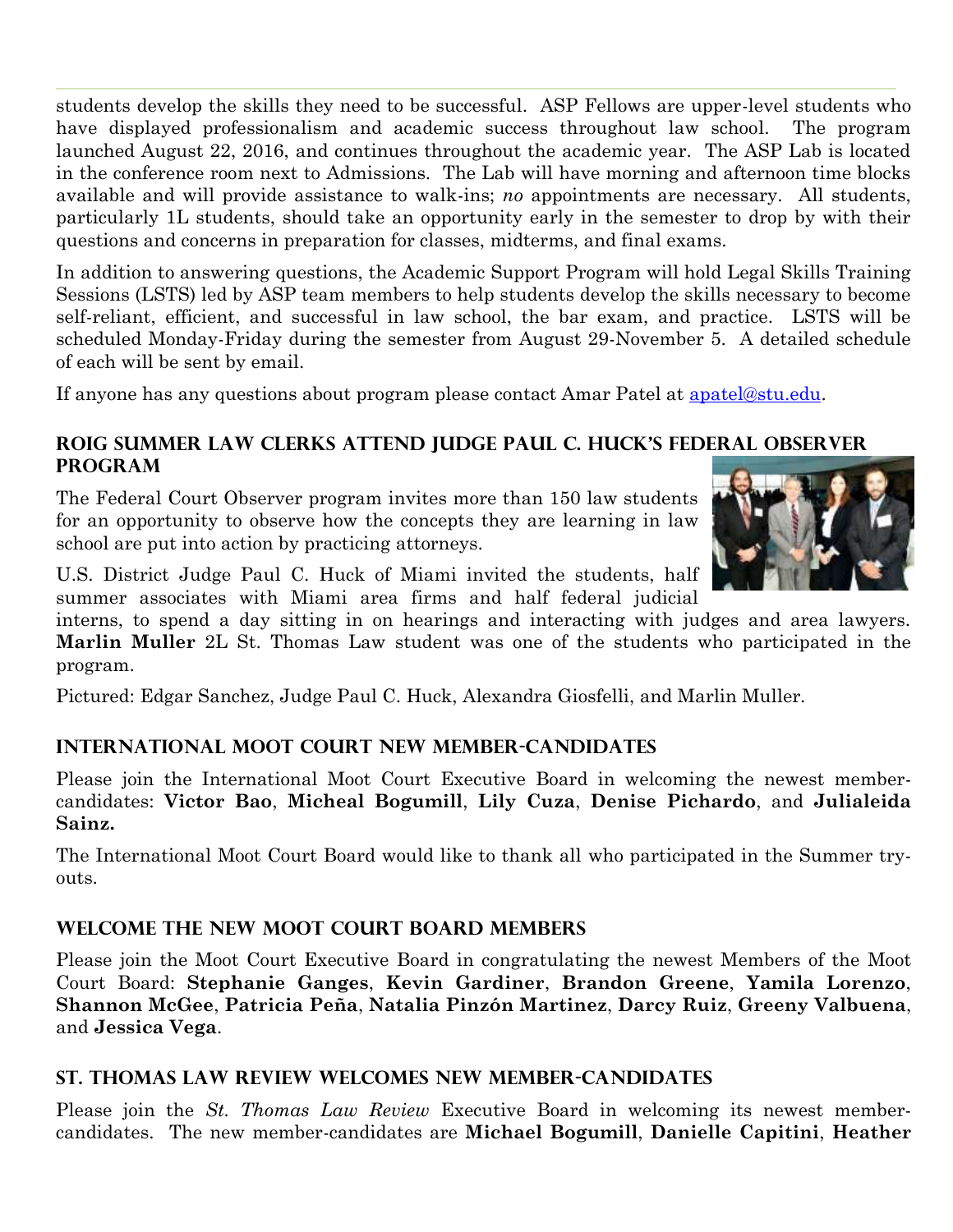students develop the skills they need to be successful. ASP Fellows are upper-level students who have displayed professionalism and academic success throughout law school. The program launched August 22, 2016, and continues throughout the academic year. The ASP Lab is located in the conference room next to Admissions. The Lab will have morning and afternoon time blocks available and will provide assistance to walk-ins; *no* appointments are necessary. All students, particularly 1L students, should take an opportunity early in the semester to drop by with their questions and concerns in preparation for classes, midterms, and final exams.

In addition to answering questions, the Academic Support Program will hold Legal Skills Training Sessions (LSTS) led by ASP team members to help students develop the skills necessary to become self-reliant, efficient, and successful in law school, the bar exam, and practice. LSTS will be scheduled Monday-Friday during the semester from August 29-November 5. A detailed schedule of each will be sent by email.

If anyone has any questions about program please contact Amar Patel at apatel@stu.edu.

## Roig Summer Law Clerks Attend Judge Paul C. Huck's Federal Observer Program

The Federal Court Observer program invites more than 150 law students for an opportunity to observe how the concepts they are learning in law school are put into action by practicing attorneys.

U.S. District Judge Paul C. Huck of Miami invited the students, half summer associates with Miami area firms and half federal judicial interns, to spend a day sitting in on hearings and interacting with judges and area lawyers. **Marlin Muller** 2L St. Thomas Law student was one of the students who participated in the program.

Pictured: Edgar Sanchez, Judge Paul C. Huck, Alexandra Giosfelli, and Marlin Muller.

## International Moot Court New Member-Candidates

Please join the International Moot Court Executive Board in welcoming the newest member-candidates: **Victor Bao**, **Micheal Bogumill**, **Lily Cuza**, **Denise Pichardo**, and **Julialeida Sainz.**

The International Moot Court Board would like to thank all who participated in the Summer try-outs.

## Welcome the New Moot Court Board Members

Please join the Moot Court Executive Board in congratulating the newest Members of the Moot Court Board: **Stephanie Ganges**, **Kevin Gardiner**, **Brandon Greene**, **Yamila Lorenzo**, **Shannon McGee**, **Patricia Peña**, **Natalia Pinzón Martinez**, **Darcy Ruiz**, **Greeny Valbuena**, and **Jessica Vega**.

## St. Thomas Law Review Welcomes New Member-Candidates

Please join the *St. Thomas Law Review* Executive Board in welcoming its newest member-candidates. The new member-candidates are **Michael Bogumill**, **Danielle Capitini**, **Heather**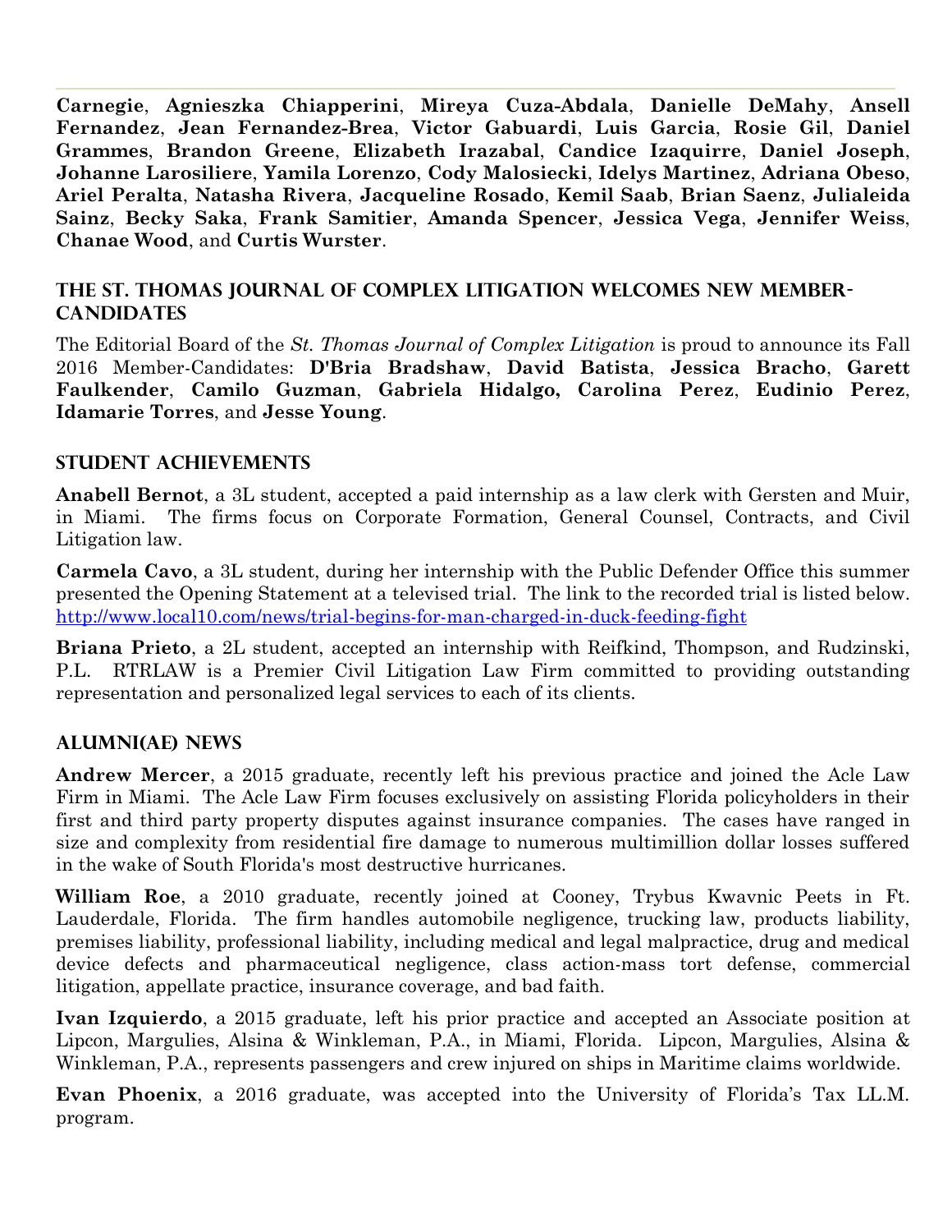**Carnegie**, **Agnieszka Chiapperini**, **Mireya Cuza-Abdala**, **Danielle DeMahy**, **Ansell Fernandez**, **Jean Fernandez-Brea**, **Victor Gabuardi**, **Luis Garcia**, **Rosie Gil**, **Daniel Grammes**, **Brandon Greene**, **Elizabeth Irazabal**, **Candice Izaquirre**, **Daniel Joseph**, **Johanne Larosiliere**, **Yamila Lorenzo**, **Cody Malosiecki**, **Idelys Martinez**, **Adriana Obeso**, **Ariel Peralta**, **Natasha Rivera**, **Jacqueline Rosado**, **Kemil Saab**, **Brian Saenz**, **Julialeida Sainz**, **Becky Saka**, **Frank Samitier**, **Amanda Spencer**, **Jessica Vega**, **Jennifer Weiss**, **Chanae Wood**, and **Curtis Wurster**.

## The St. Thomas Journal of Complex Litigation Welcomes New Member-Candidates

The Editorial Board of the *St. Thomas Journal of Complex Litigation* is proud to announce its Fall 2016 Member-Candidates: **D'Bria Bradshaw**, **David Batista**, **Jessica Bracho**, **Garett Faulkender**, **Camilo Guzman**, **Gabriela Hidalgo, Carolina Perez**, **Eudinio Perez**, **Idamarie Torres**, and **Jesse Young**.

## Student Achievements

**Anabell Bernot**, a 3L student, accepted a paid internship as a law clerk with Gersten and Muir, in Miami. The firms focus on Corporate Formation, General Counsel, Contracts, and Civil Litigation law.

**Carmela Cavo**, a 3L student, during her internship with the Public Defender Office this summer presented the Opening Statement at a televised trial. The link to the recorded trial is listed below. http://www.local10.com/news/trial-begins-for-man-charged-in-duck-feeding-fight

**Briana Prieto**, a 2L student, accepted an internship with Reifkind, Thompson, and Rudzinski, P.L. RTRLAW is a Premier Civil Litigation Law Firm committed to providing outstanding representation and personalized legal services to each of its clients.

## Alumni(ae) News

**Andrew Mercer**, a 2015 graduate, recently left his previous practice and joined the Acle Law Firm in Miami. The Acle Law Firm focuses exclusively on assisting Florida policyholders in their first and third party property disputes against insurance companies. The cases have ranged in size and complexity from residential fire damage to numerous multimillion dollar losses suffered in the wake of South Florida's most destructive hurricanes.

**William Roe**, a 2010 graduate, recently joined at Cooney, Trybus Kwavnic Peets in Ft. Lauderdale, Florida. The firm handles automobile negligence, trucking law, products liability, premises liability, professional liability, including medical and legal malpractice, drug and medical device defects and pharmaceutical negligence, class action-mass tort defense, commercial litigation, appellate practice, insurance coverage, and bad faith.

**Ivan Izquierdo**, a 2015 graduate, left his prior practice and accepted an Associate position at Lipcon, Margulies, Alsina & Winkleman, P.A., in Miami, Florida. Lipcon, Margulies, Alsina & Winkleman, P.A., represents passengers and crew injured on ships in Maritime claims worldwide.

**Evan Phoenix**, a 2016 graduate, was accepted into the University of Florida's Tax LL.M. program.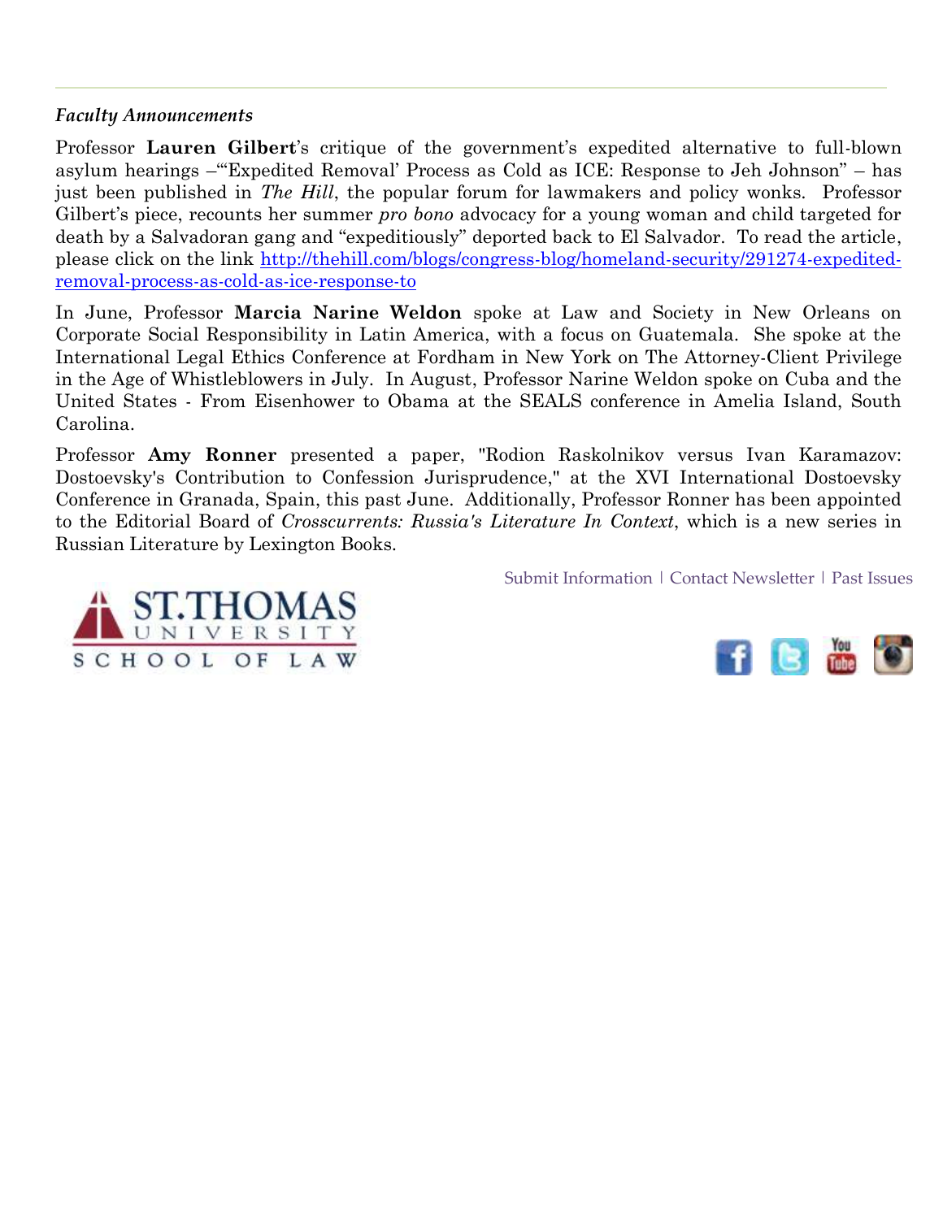*Faculty Announcements*

Professor **Lauren Gilbert**'s critique of the government's expedited alternative to full-blown asylum hearings –"'Expedited Removal' Process as Cold as ICE: Response to Jeh Johnson" – has just been published in *The Hill*, the popular forum for lawmakers and policy wonks. Professor Gilbert's piece, recounts her summer *pro bono* advocacy for a young woman and child targeted for death by a Salvadoran gang and "expeditiously" deported back to El Salvador. To read the article, please click on the link [http://thehill.com/blogs/congress-blog/homeland-security/291274-expedited-removal-process-as-cold-as-ice-response-to](http://thehill.com/blogs/congress-blog/homeland-security/291274-expedited-removal-process-as-cold-as-ice-response-to)

In June, Professor **Marcia Narine Weldon** spoke at Law and Society in New Orleans on Corporate Social Responsibility in Latin America, with a focus on Guatemala. She spoke at the International Legal Ethics Conference at Fordham in New York on The Attorney-Client Privilege in the Age of Whistleblowers in July. In August, Professor Narine Weldon spoke on Cuba and the United States - From Eisenhower to Obama at the SEALS conference in Amelia Island, South Carolina.

Professor **Amy Ronner** presented a paper, "Rodion Raskolnikov versus Ivan Karamazov: Dostoevsky's Contribution to Confession Jurisprudence," at the XVI International Dostoevsky Conference in Granada, Spain, this past June. Additionally, Professor Ronner has been appointed to the Editorial Board of *Crosscurrents: Russia's Literature In Context*, which is a new series in Russian Literature by Lexington Books.

Submit Information | Contact Newsletter | Past Issues

ST.THOMAS UNIVERSITY SCHOOL OF LAW